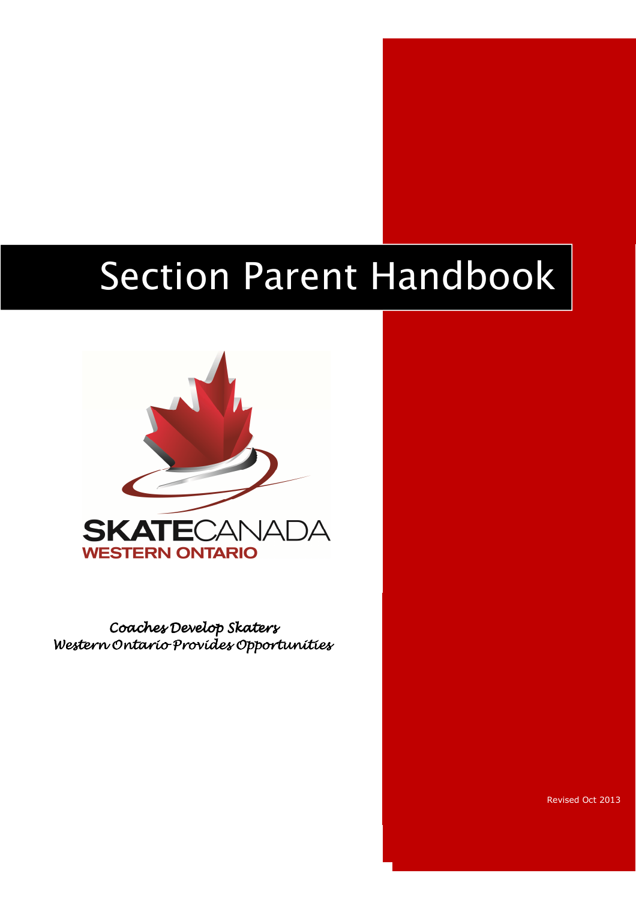# Section Parent Handbook

SKATECANADA
WESTERN ONTARIO

*Coaches Develop Skaters*
*Western Ontario Provides Opportunities*

Revised Oct 2013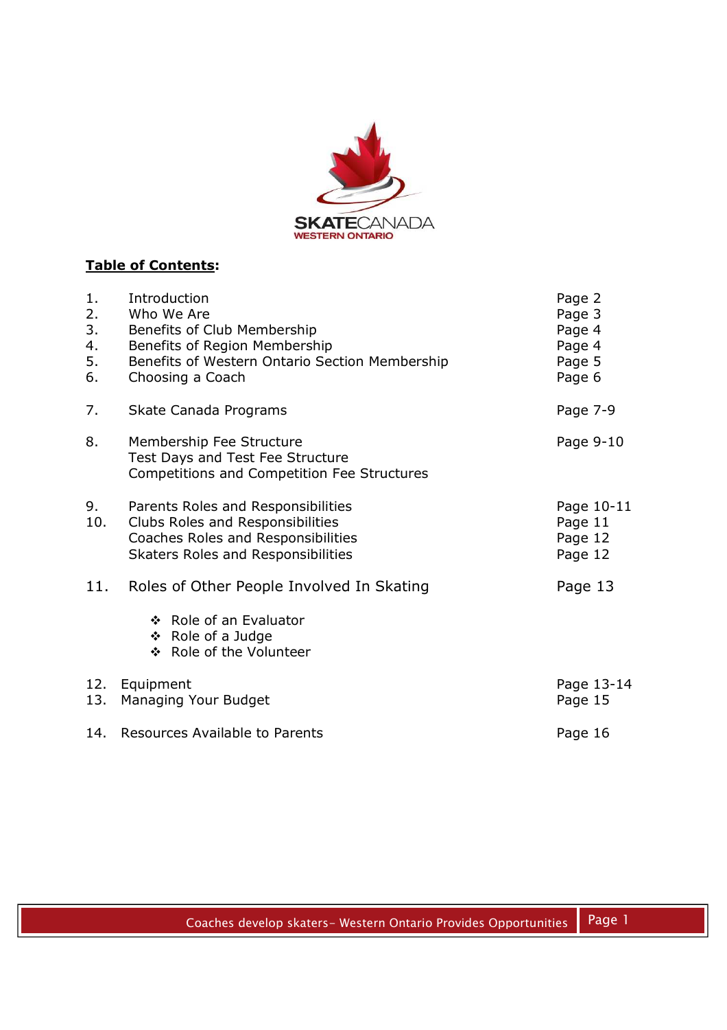SKATECANADA
WESTERN ONTARIO

**Table of Contents:**

| | | |
|---|---|---|
| 1. | Introduction | Page 2 |
| 2. | Who We Are | Page 3 |
| 3. | Benefits of Club Membership | Page 4 |
| 4. | Benefits of Region Membership | Page 4 |
| 5. | Benefits of Western Ontario Section Membership | Page 5 |
| 6. | Choosing a Coach | Page 6 |
| 7. | Skate Canada Programs | Page 7-9 |
| 8. | Membership Fee Structure<br>Test Days and Test Fee Structure<br>Competitions and Competition Fee Structures | Page 9-10 |
| 9. | Parents Roles and Responsibilities | Page 10-11 |
| 10. | Clubs Roles and Responsibilities | Page 11 |
| | Coaches Roles and Responsibilities | Page 12 |
| | Skaters Roles and Responsibilities | Page 12 |
| 11. | Roles of Other People Involved In Skating | Page 13 |
| | ❖ Role of an Evaluator<br>❖ Role of a Judge<br>❖ Role of the Volunteer | |
| 12. | Equipment | Page 13-14 |
| 13. | Managing Your Budget | Page 15 |
| 14. | Resources Available to Parents | Page 16 |

Coaches develop skaters- Western Ontario Provides Opportunities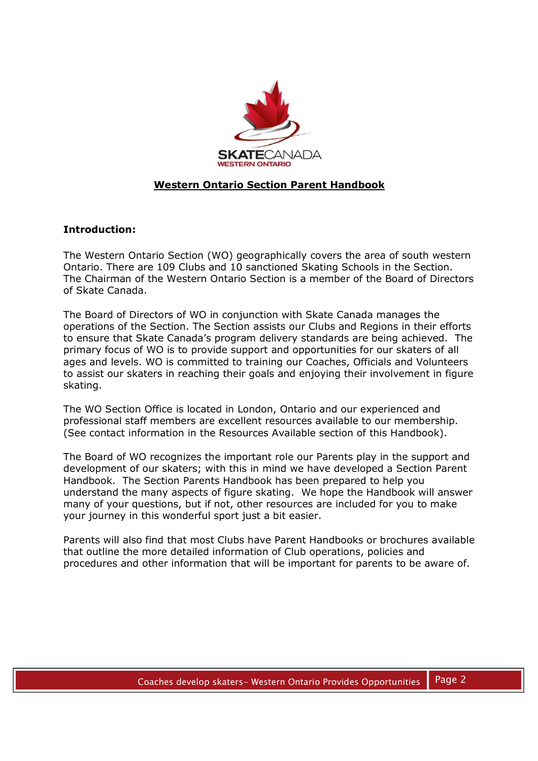**Western Ontario Section Parent Handbook**

**Introduction:**

The Western Ontario Section (WO) geographically covers the area of south western Ontario. There are 109 Clubs and 10 sanctioned Skating Schools in the Section. The Chairman of the Western Ontario Section is a member of the Board of Directors of Skate Canada.

The Board of Directors of WO in conjunction with Skate Canada manages the operations of the Section. The Section assists our Clubs and Regions in their efforts to ensure that Skate Canada's program delivery standards are being achieved. The primary focus of WO is to provide support and opportunities for our skaters of all ages and levels. WO is committed to training our Coaches, Officials and Volunteers to assist our skaters in reaching their goals and enjoying their involvement in figure skating.

The WO Section Office is located in London, Ontario and our experienced and professional staff members are excellent resources available to our membership. (See contact information in the Resources Available section of this Handbook).

The Board of WO recognizes the important role our Parents play in the support and development of our skaters; with this in mind we have developed a Section Parent Handbook. The Section Parents Handbook has been prepared to help you understand the many aspects of figure skating. We hope the Handbook will answer many of your questions, but if not, other resources are included for you to make your journey in this wonderful sport just a bit easier.

Parents will also find that most Clubs have Parent Handbooks or brochures available that outline the more detailed information of Club operations, policies and procedures and other information that will be important for parents to be aware of.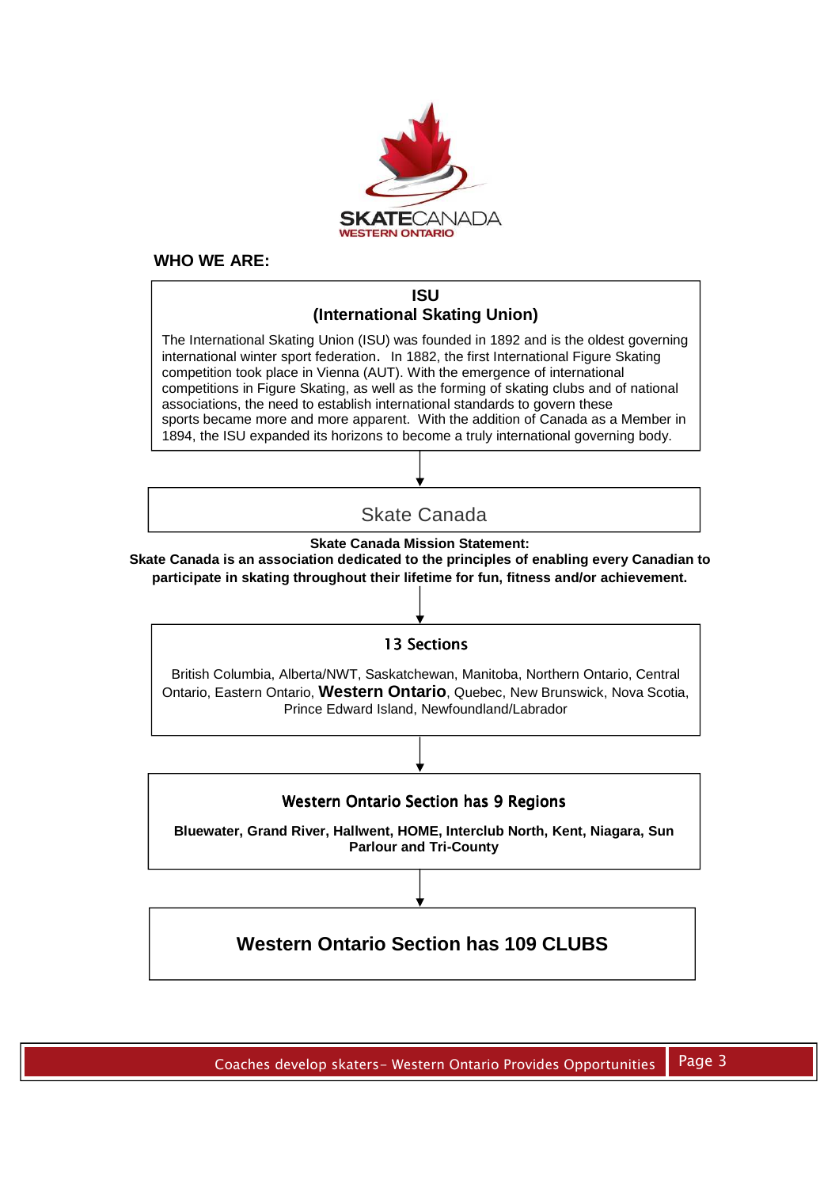SKATECANADA
WESTERN ONTARIO

## WHO WE ARE:

### ISU
### (International Skating Union)

The International Skating Union (ISU) was founded in 1892 and is the oldest governing international winter sport federation. In 1882, the first International Figure Skating competition took place in Vienna (AUT). With the emergence of international competitions in Figure Skating, as well as the forming of skating clubs and of national associations, the need to establish international standards to govern these sports became more and more apparent. With the addition of Canada as a Member in 1894, the ISU expanded its horizons to become a truly international governing body.

↓

### Skate Canada

**Skate Canada Mission Statement:**
**Skate Canada is an association dedicated to the principles of enabling every Canadian to participate in skating throughout their lifetime for fun, fitness and/or achievement.**

↓

### 13 Sections

British Columbia, Alberta/NWT, Saskatchewan, Manitoba, Northern Ontario, Central Ontario, Eastern Ontario, **Western Ontario**, Quebec, New Brunswick, Nova Scotia, Prince Edward Island, Newfoundland/Labrador

↓

### Western Ontario Section has 9 Regions

**Bluewater, Grand River, Hallwent, HOME, Interclub North, Kent, Niagara, Sun Parlour and Tri-County**

↓

### Western Ontario Section has 109 CLUBS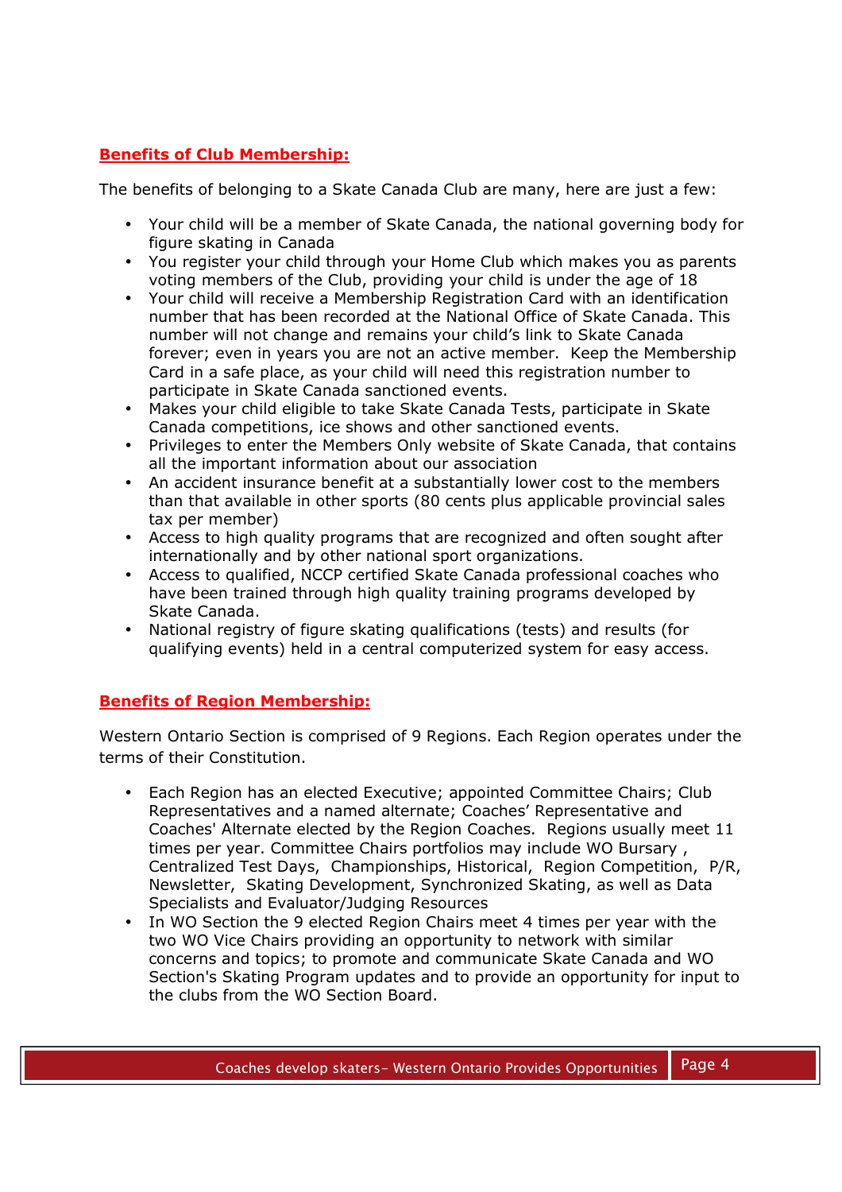## Benefits of Club Membership:

The benefits of belonging to a Skate Canada Club are many, here are just a few:

- Your child will be a member of Skate Canada, the national governing body for figure skating in Canada
- You register your child through your Home Club which makes you as parents voting members of the Club, providing your child is under the age of 18
- Your child will receive a Membership Registration Card with an identification number that has been recorded at the National Office of Skate Canada. This number will not change and remains your child's link to Skate Canada forever; even in years you are not an active member. Keep the Membership Card in a safe place, as your child will need this registration number to participate in Skate Canada sanctioned events.
- Makes your child eligible to take Skate Canada Tests, participate in Skate Canada competitions, ice shows and other sanctioned events.
- Privileges to enter the Members Only website of Skate Canada, that contains all the important information about our association
- An accident insurance benefit at a substantially lower cost to the members than that available in other sports (80 cents plus applicable provincial sales tax per member)
- Access to high quality programs that are recognized and often sought after internationally and by other national sport organizations.
- Access to qualified, NCCP certified Skate Canada professional coaches who have been trained through high quality training programs developed by Skate Canada.
- National registry of figure skating qualifications (tests) and results (for qualifying events) held in a central computerized system for easy access.

## Benefits of Region Membership:

Western Ontario Section is comprised of 9 Regions. Each Region operates under the terms of their Constitution.

- Each Region has an elected Executive; appointed Committee Chairs; Club Representatives and a named alternate; Coaches' Representative and Coaches' Alternate elected by the Region Coaches. Regions usually meet 11 times per year. Committee Chairs portfolios may include WO Bursary , Centralized Test Days, Championships, Historical, Region Competition, P/R, Newsletter, Skating Development, Synchronized Skating, as well as Data Specialists and Evaluator/Judging Resources
- In WO Section the 9 elected Region Chairs meet 4 times per year with the two WO Vice Chairs providing an opportunity to network with similar concerns and topics; to promote and communicate Skate Canada and WO Section's Skating Program updates and to provide an opportunity for input to the clubs from the WO Section Board.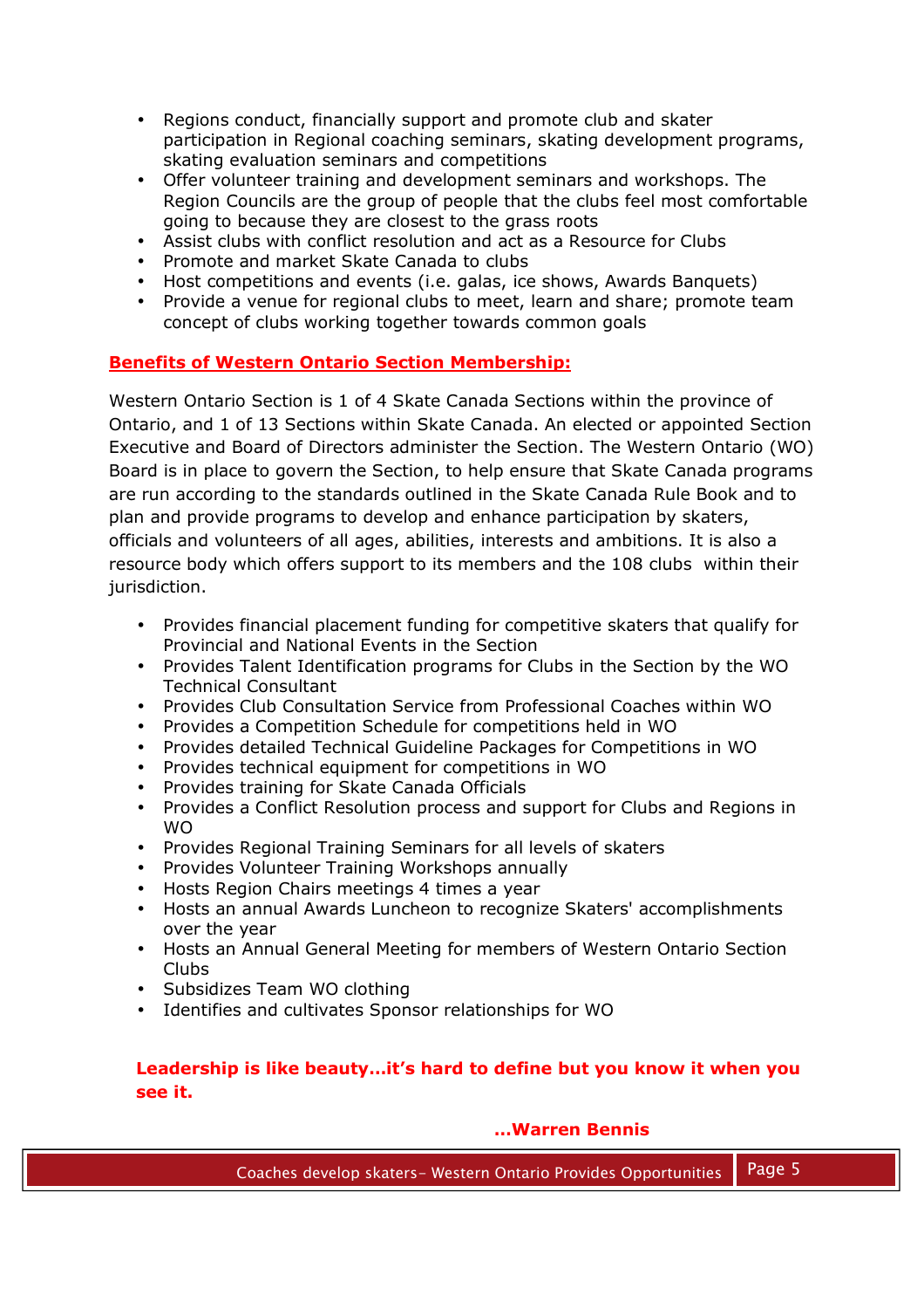- Regions conduct, financially support and promote club and skater participation in Regional coaching seminars, skating development programs, skating evaluation seminars and competitions
- Offer volunteer training and development seminars and workshops. The Region Councils are the group of people that the clubs feel most comfortable going to because they are closest to the grass roots
- Assist clubs with conflict resolution and act as a Resource for Clubs
- Promote and market Skate Canada to clubs
- Host competitions and events (i.e. galas, ice shows, Awards Banquets)
- Provide a venue for regional clubs to meet, learn and share; promote team concept of clubs working together towards common goals

## Benefits of Western Ontario Section Membership:

Western Ontario Section is 1 of 4 Skate Canada Sections within the province of Ontario, and 1 of 13 Sections within Skate Canada. An elected or appointed Section Executive and Board of Directors administer the Section. The Western Ontario (WO) Board is in place to govern the Section, to help ensure that Skate Canada programs are run according to the standards outlined in the Skate Canada Rule Book and to plan and provide programs to develop and enhance participation by skaters, officials and volunteers of all ages, abilities, interests and ambitions. It is also a resource body which offers support to its members and the 108 clubs within their jurisdiction.

- Provides financial placement funding for competitive skaters that qualify for Provincial and National Events in the Section
- Provides Talent Identification programs for Clubs in the Section by the WO Technical Consultant
- Provides Club Consultation Service from Professional Coaches within WO
- Provides a Competition Schedule for competitions held in WO
- Provides detailed Technical Guideline Packages for Competitions in WO
- Provides technical equipment for competitions in WO
- Provides training for Skate Canada Officials
- Provides a Conflict Resolution process and support for Clubs and Regions in WO
- Provides Regional Training Seminars for all levels of skaters
- Provides Volunteer Training Workshops annually
- Hosts Region Chairs meetings 4 times a year
- Hosts an annual Awards Luncheon to recognize Skaters' accomplishments over the year
- Hosts an Annual General Meeting for members of Western Ontario Section Clubs
- Subsidizes Team WO clothing
- Identifies and cultivates Sponsor relationships for WO

**Leadership is like beauty…it's hard to define but you know it when you see it.**

**…Warren Bennis**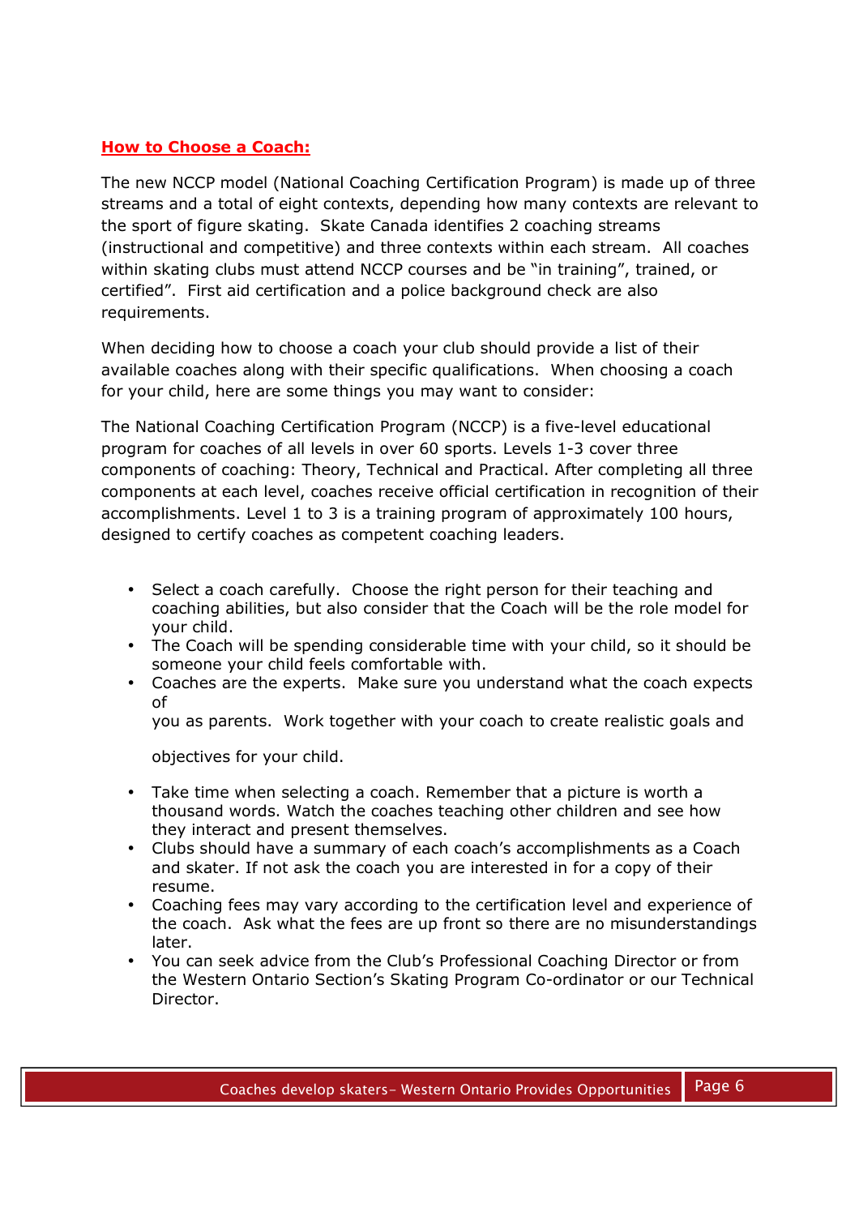## How to Choose a Coach:

The new NCCP model (National Coaching Certification Program) is made up of three streams and a total of eight contexts, depending how many contexts are relevant to the sport of figure skating. Skate Canada identifies 2 coaching streams (instructional and competitive) and three contexts within each stream. All coaches within skating clubs must attend NCCP courses and be "in training", trained, or certified". First aid certification and a police background check are also requirements.

When deciding how to choose a coach your club should provide a list of their available coaches along with their specific qualifications. When choosing a coach for your child, here are some things you may want to consider:

The National Coaching Certification Program (NCCP) is a five-level educational program for coaches of all levels in over 60 sports. Levels 1-3 cover three components of coaching: Theory, Technical and Practical. After completing all three components at each level, coaches receive official certification in recognition of their accomplishments. Level 1 to 3 is a training program of approximately 100 hours, designed to certify coaches as competent coaching leaders.

- Select a coach carefully. Choose the right person for their teaching and coaching abilities, but also consider that the Coach will be the role model for your child.
- The Coach will be spending considerable time with your child, so it should be someone your child feels comfortable with.
- Coaches are the experts. Make sure you understand what the coach expects of you as parents. Work together with your coach to create realistic goals and objectives for your child.
- Take time when selecting a coach. Remember that a picture is worth a thousand words. Watch the coaches teaching other children and see how they interact and present themselves.
- Clubs should have a summary of each coach's accomplishments as a Coach and skater. If not ask the coach you are interested in for a copy of their resume.
- Coaching fees may vary according to the certification level and experience of the coach. Ask what the fees are up front so there are no misunderstandings later.
- You can seek advice from the Club's Professional Coaching Director or from the Western Ontario Section's Skating Program Co-ordinator or our Technical Director.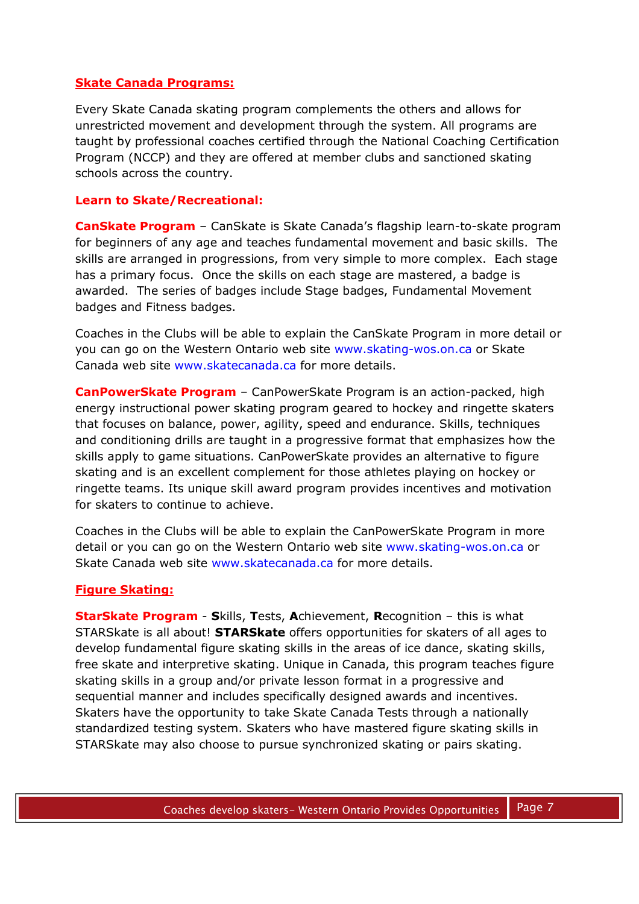## Skate Canada Programs:

Every Skate Canada skating program complements the others and allows for unrestricted movement and development through the system. All programs are taught by professional coaches certified through the National Coaching Certification Program (NCCP) and they are offered at member clubs and sanctioned skating schools across the country.

### Learn to Skate/Recreational:

**CanSkate Program** – CanSkate is Skate Canada's flagship learn-to-skate program for beginners of any age and teaches fundamental movement and basic skills. The skills are arranged in progressions, from very simple to more complex. Each stage has a primary focus. Once the skills on each stage are mastered, a badge is awarded. The series of badges include Stage badges, Fundamental Movement badges and Fitness badges.

Coaches in the Clubs will be able to explain the CanSkate Program in more detail or you can go on the Western Ontario web site www.skating-wos.on.ca or Skate Canada web site www.skatecanada.ca for more details.

**CanPowerSkate Program** – CanPowerSkate Program is an action-packed, high energy instructional power skating program geared to hockey and ringette skaters that focuses on balance, power, agility, speed and endurance. Skills, techniques and conditioning drills are taught in a progressive format that emphasizes how the skills apply to game situations. CanPowerSkate provides an alternative to figure skating and is an excellent complement for those athletes playing on hockey or ringette teams. Its unique skill award program provides incentives and motivation for skaters to continue to achieve.

Coaches in the Clubs will be able to explain the CanPowerSkate Program in more detail or you can go on the Western Ontario web site www.skating-wos.on.ca or Skate Canada web site www.skatecanada.ca for more details.

## Figure Skating:

**StarSkate Program** - **S**kills, **T**ests, **A**chievement, **R**ecognition – this is what STARSkate is all about! **STARSkate** offers opportunities for skaters of all ages to develop fundamental figure skating skills in the areas of ice dance, skating skills, free skate and interpretive skating. Unique in Canada, this program teaches figure skating skills in a group and/or private lesson format in a progressive and sequential manner and includes specifically designed awards and incentives. Skaters have the opportunity to take Skate Canada Tests through a nationally standardized testing system. Skaters who have mastered figure skating skills in STARSkate may also choose to pursue synchronized skating or pairs skating.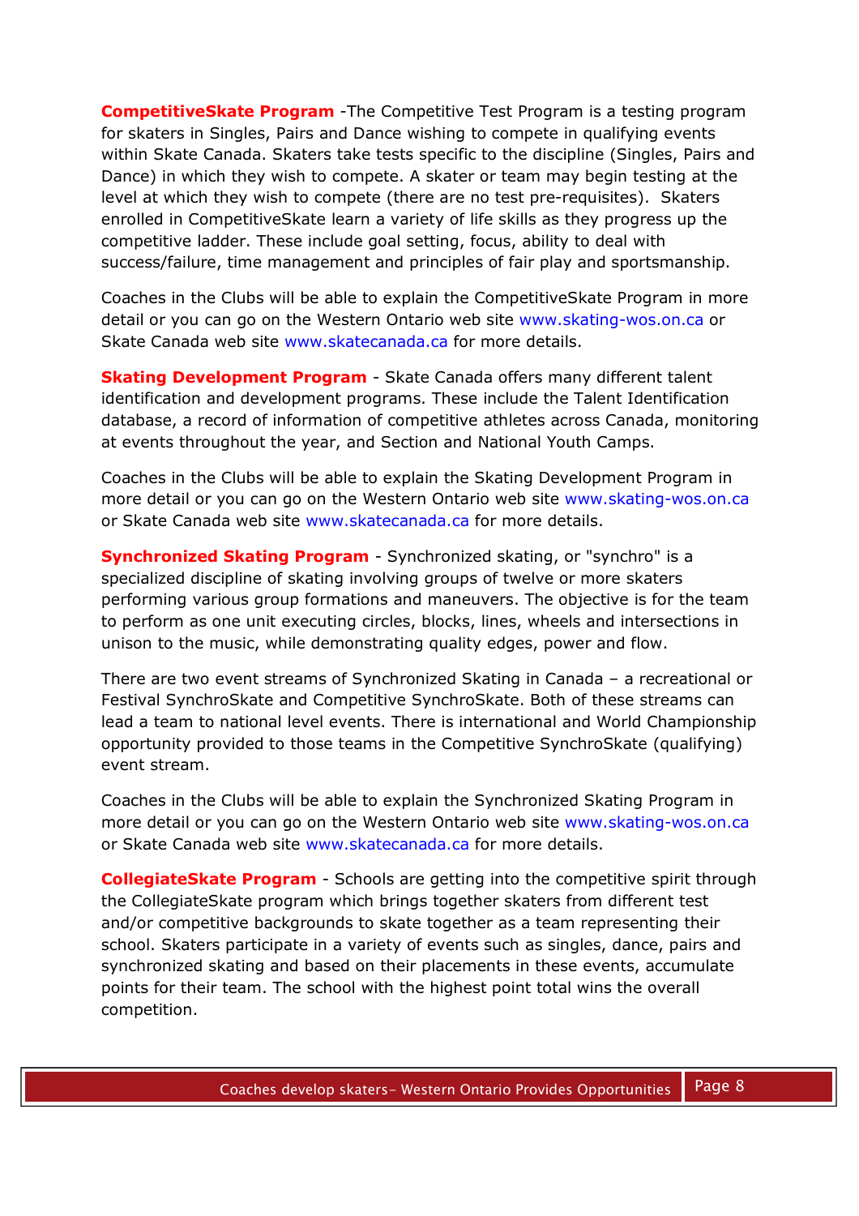**CompetitiveSkate Program** -The Competitive Test Program is a testing program for skaters in Singles, Pairs and Dance wishing to compete in qualifying events within Skate Canada. Skaters take tests specific to the discipline (Singles, Pairs and Dance) in which they wish to compete. A skater or team may begin testing at the level at which they wish to compete (there are no test pre-requisites). Skaters enrolled in CompetitiveSkate learn a variety of life skills as they progress up the competitive ladder. These include goal setting, focus, ability to deal with success/failure, time management and principles of fair play and sportsmanship.

Coaches in the Clubs will be able to explain the CompetitiveSkate Program in more detail or you can go on the Western Ontario web site www.skating-wos.on.ca or Skate Canada web site www.skatecanada.ca for more details.

**Skating Development Program** - Skate Canada offers many different talent identification and development programs. These include the Talent Identification database, a record of information of competitive athletes across Canada, monitoring at events throughout the year, and Section and National Youth Camps.

Coaches in the Clubs will be able to explain the Skating Development Program in more detail or you can go on the Western Ontario web site www.skating-wos.on.ca or Skate Canada web site www.skatecanada.ca for more details.

**Synchronized Skating Program** - Synchronized skating, or "synchro" is a specialized discipline of skating involving groups of twelve or more skaters performing various group formations and maneuvers. The objective is for the team to perform as one unit executing circles, blocks, lines, wheels and intersections in unison to the music, while demonstrating quality edges, power and flow.

There are two event streams of Synchronized Skating in Canada – a recreational or Festival SynchroSkate and Competitive SynchroSkate. Both of these streams can lead a team to national level events. There is international and World Championship opportunity provided to those teams in the Competitive SynchroSkate (qualifying) event stream.

Coaches in the Clubs will be able to explain the Synchronized Skating Program in more detail or you can go on the Western Ontario web site www.skating-wos.on.ca or Skate Canada web site www.skatecanada.ca for more details.

**CollegiateSkate Program** - Schools are getting into the competitive spirit through the CollegiateSkate program which brings together skaters from different test and/or competitive backgrounds to skate together as a team representing their school. Skaters participate in a variety of events such as singles, dance, pairs and synchronized skating and based on their placements in these events, accumulate points for their team. The school with the highest point total wins the overall competition.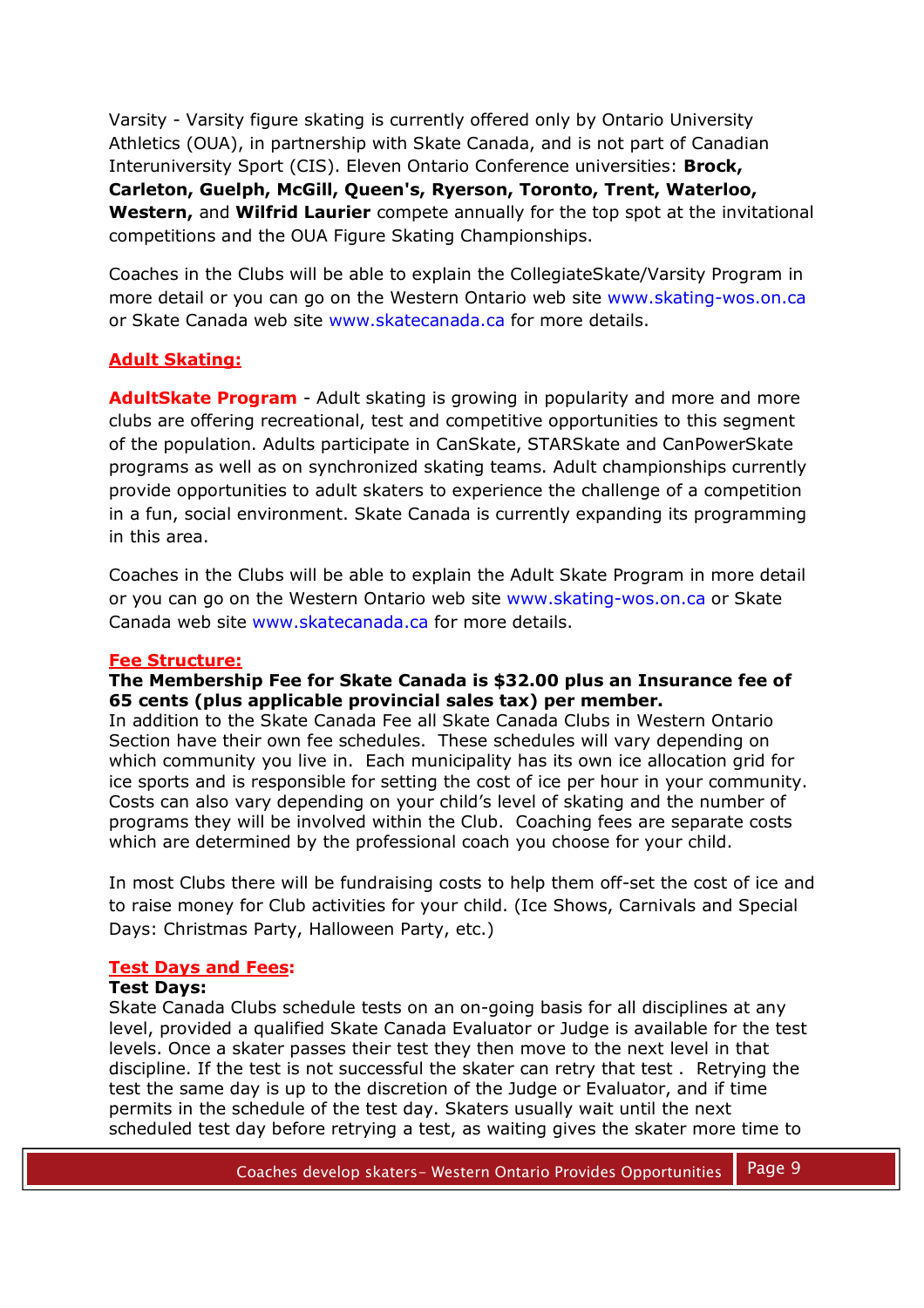Varsity - Varsity figure skating is currently offered only by Ontario University Athletics (OUA), in partnership with Skate Canada, and is not part of Canadian Interuniversity Sport (CIS). Eleven Ontario Conference universities: **Brock, Carleton, Guelph, McGill, Queen's, Ryerson, Toronto, Trent, Waterloo, Western,** and **Wilfrid Laurier** compete annually for the top spot at the invitational competitions and the OUA Figure Skating Championships.

Coaches in the Clubs will be able to explain the CollegiateSkate/Varsity Program in more detail or you can go on the Western Ontario web site www.skating-wos.on.ca or Skate Canada web site www.skatecanada.ca for more details.

## Adult Skating:

**AdultSkate Program** - Adult skating is growing in popularity and more and more clubs are offering recreational, test and competitive opportunities to this segment of the population. Adults participate in CanSkate, STARSkate and CanPowerSkate programs as well as on synchronized skating teams. Adult championships currently provide opportunities to adult skaters to experience the challenge of a competition in a fun, social environment. Skate Canada is currently expanding its programming in this area.

Coaches in the Clubs will be able to explain the Adult Skate Program in more detail or you can go on the Western Ontario web site www.skating-wos.on.ca or Skate Canada web site www.skatecanada.ca for more details.

## Fee Structure:

**The Membership Fee for Skate Canada is $32.00 plus an Insurance fee of 65 cents (plus applicable provincial sales tax) per member.**

In addition to the Skate Canada Fee all Skate Canada Clubs in Western Ontario Section have their own fee schedules. These schedules will vary depending on which community you live in. Each municipality has its own ice allocation grid for ice sports and is responsible for setting the cost of ice per hour in your community. Costs can also vary depending on your child's level of skating and the number of programs they will be involved within the Club. Coaching fees are separate costs which are determined by the professional coach you choose for your child.

In most Clubs there will be fundraising costs to help them off-set the cost of ice and to raise money for Club activities for your child. (Ice Shows, Carnivals and Special Days: Christmas Party, Halloween Party, etc.)

## Test Days and Fees:

**Test Days:**

Skate Canada Clubs schedule tests on an on-going basis for all disciplines at any level, provided a qualified Skate Canada Evaluator or Judge is available for the test levels. Once a skater passes their test they then move to the next level in that discipline. If the test is not successful the skater can retry that test . Retrying the test the same day is up to the discretion of the Judge or Evaluator, and if time permits in the schedule of the test day. Skaters usually wait until the next scheduled test day before retrying a test, as waiting gives the skater more time to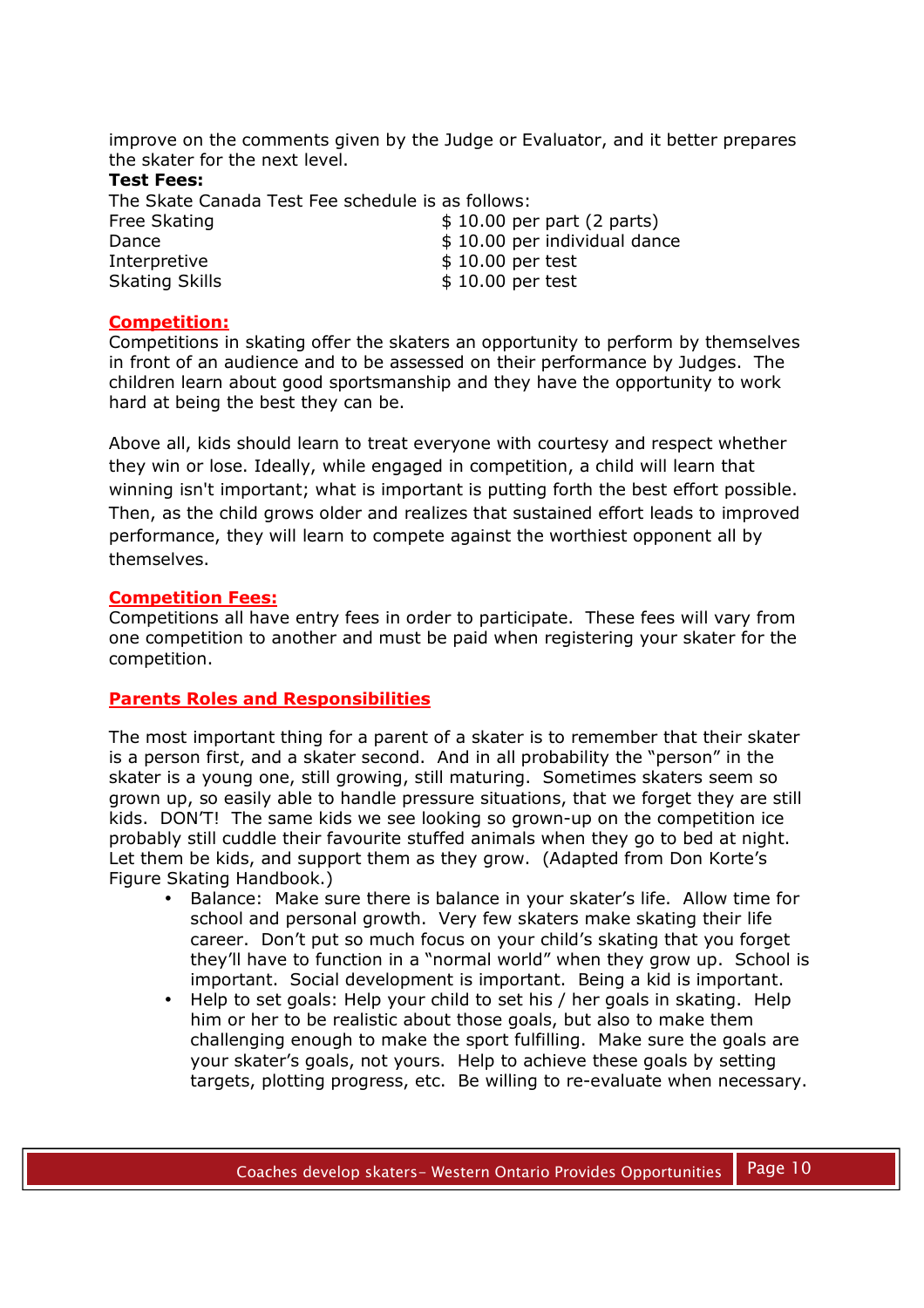improve on the comments given by the Judge or Evaluator, and it better prepares the skater for the next level.

**Test Fees:**

The Skate Canada Test Fee schedule is as follows:

| | |
|---|---|
| Free Skating | $ 10.00 per part (2 parts) |
| Dance | $ 10.00 per individual dance |
| Interpretive | $ 10.00 per test |
| Skating Skills | $ 10.00 per test |

## Competition:

Competitions in skating offer the skaters an opportunity to perform by themselves in front of an audience and to be assessed on their performance by Judges. The children learn about good sportsmanship and they have the opportunity to work hard at being the best they can be.

Above all, kids should learn to treat everyone with courtesy and respect whether they win or lose. Ideally, while engaged in competition, a child will learn that winning isn't important; what is important is putting forth the best effort possible. Then, as the child grows older and realizes that sustained effort leads to improved performance, they will learn to compete against the worthiest opponent all by themselves.

## Competition Fees:

Competitions all have entry fees in order to participate. These fees will vary from one competition to another and must be paid when registering your skater for the competition.

## Parents Roles and Responsibilities

The most important thing for a parent of a skater is to remember that their skater is a person first, and a skater second. And in all probability the "person" in the skater is a young one, still growing, still maturing. Sometimes skaters seem so grown up, so easily able to handle pressure situations, that we forget they are still kids. DON'T! The same kids we see looking so grown-up on the competition ice probably still cuddle their favourite stuffed animals when they go to bed at night. Let them be kids, and support them as they grow. (Adapted from Don Korte's Figure Skating Handbook.)

- Balance: Make sure there is balance in your skater's life. Allow time for school and personal growth. Very few skaters make skating their life career. Don't put so much focus on your child's skating that you forget they'll have to function in a "normal world" when they grow up. School is important. Social development is important. Being a kid is important.
- Help to set goals: Help your child to set his / her goals in skating. Help him or her to be realistic about those goals, but also to make them challenging enough to make the sport fulfilling. Make sure the goals are your skater's goals, not yours. Help to achieve these goals by setting targets, plotting progress, etc. Be willing to re-evaluate when necessary.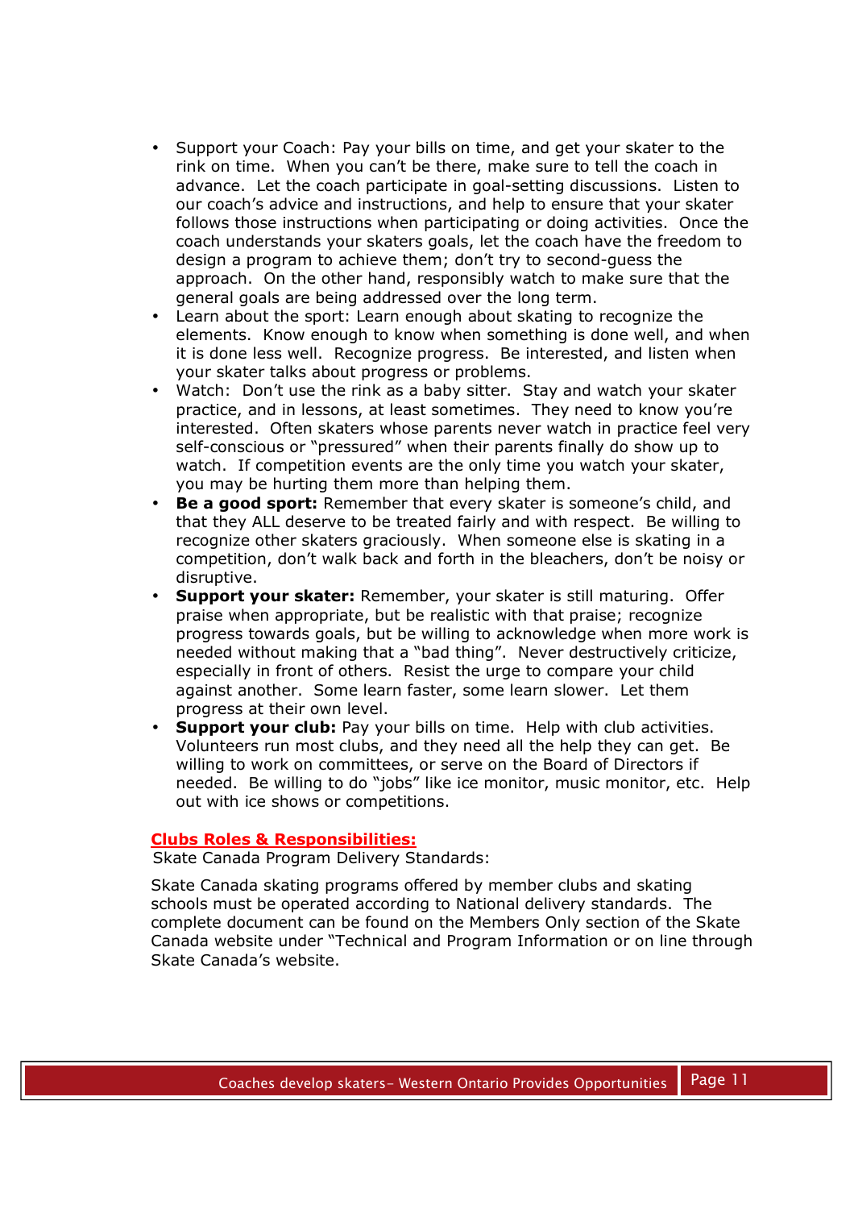- Support your Coach: Pay your bills on time, and get your skater to the rink on time. When you can't be there, make sure to tell the coach in advance. Let the coach participate in goal-setting discussions. Listen to our coach's advice and instructions, and help to ensure that your skater follows those instructions when participating or doing activities. Once the coach understands your skaters goals, let the coach have the freedom to design a program to achieve them; don't try to second-guess the approach. On the other hand, responsibly watch to make sure that the general goals are being addressed over the long term.
- Learn about the sport: Learn enough about skating to recognize the elements. Know enough to know when something is done well, and when it is done less well. Recognize progress. Be interested, and listen when your skater talks about progress or problems.
- Watch: Don't use the rink as a baby sitter. Stay and watch your skater practice, and in lessons, at least sometimes. They need to know you're interested. Often skaters whose parents never watch in practice feel very self-conscious or "pressured" when their parents finally do show up to watch. If competition events are the only time you watch your skater, you may be hurting them more than helping them.
- **Be a good sport:** Remember that every skater is someone's child, and that they ALL deserve to be treated fairly and with respect. Be willing to recognize other skaters graciously. When someone else is skating in a competition, don't walk back and forth in the bleachers, don't be noisy or disruptive.
- **Support your skater:** Remember, your skater is still maturing. Offer praise when appropriate, but be realistic with that praise; recognize progress towards goals, but be willing to acknowledge when more work is needed without making that a "bad thing". Never destructively criticize, especially in front of others. Resist the urge to compare your child against another. Some learn faster, some learn slower. Let them progress at their own level.
- **Support your club:** Pay your bills on time. Help with club activities. Volunteers run most clubs, and they need all the help they can get. Be willing to work on committees, or serve on the Board of Directors if needed. Be willing to do "jobs" like ice monitor, music monitor, etc. Help out with ice shows or competitions.

## Clubs Roles & Responsibilities:

Skate Canada Program Delivery Standards:

Skate Canada skating programs offered by member clubs and skating schools must be operated according to National delivery standards. The complete document can be found on the Members Only section of the Skate Canada website under "Technical and Program Information or on line through Skate Canada's website.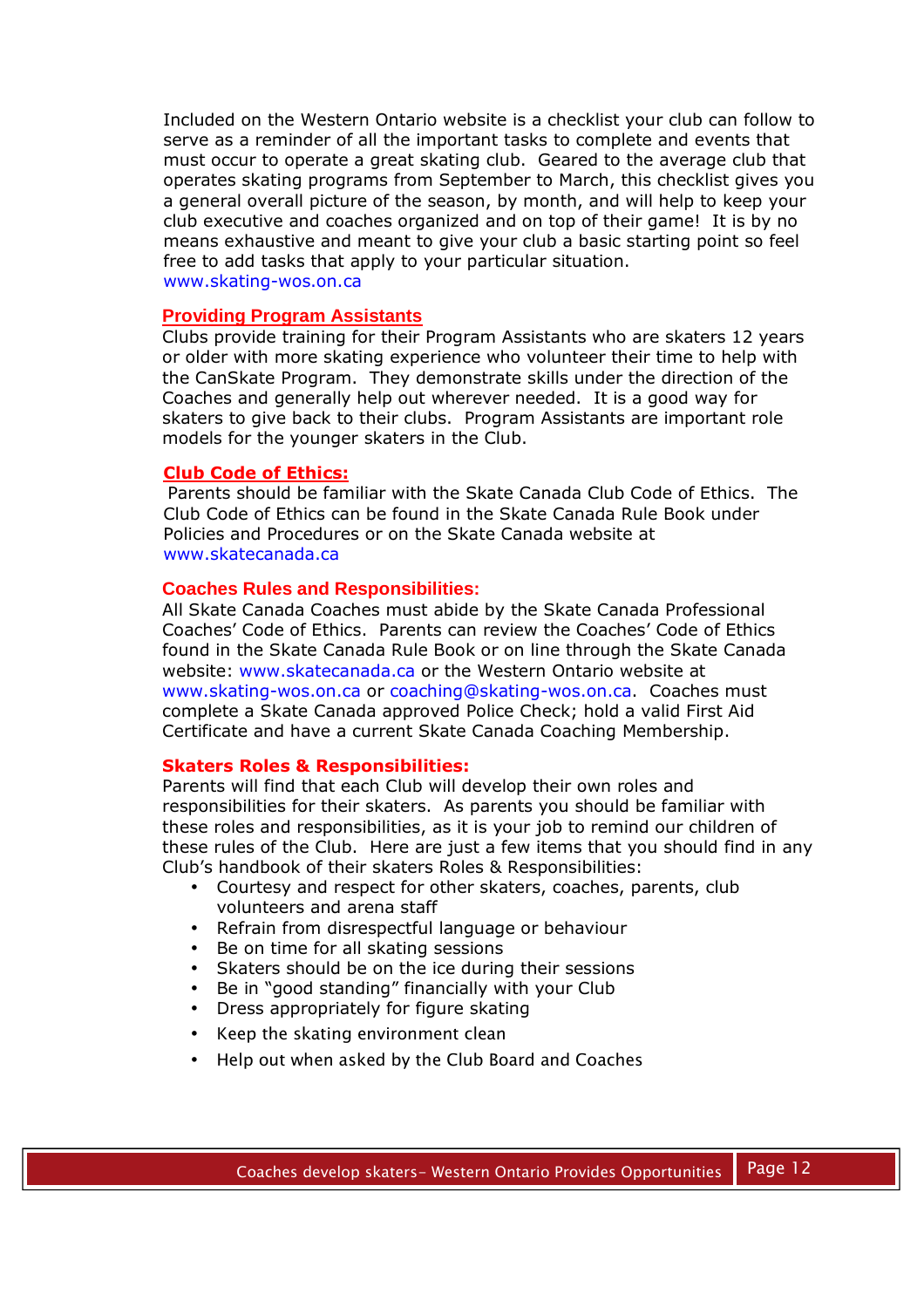Included on the Western Ontario website is a checklist your club can follow to serve as a reminder of all the important tasks to complete and events that must occur to operate a great skating club. Geared to the average club that operates skating programs from September to March, this checklist gives you a general overall picture of the season, by month, and will help to keep your club executive and coaches organized and on top of their game! It is by no means exhaustive and meant to give your club a basic starting point so feel free to add tasks that apply to your particular situation. www.skating-wos.on.ca

## Providing Program Assistants

Clubs provide training for their Program Assistants who are skaters 12 years or older with more skating experience who volunteer their time to help with the CanSkate Program. They demonstrate skills under the direction of the Coaches and generally help out wherever needed. It is a good way for skaters to give back to their clubs. Program Assistants are important role models for the younger skaters in the Club.

## Club Code of Ethics:

Parents should be familiar with the Skate Canada Club Code of Ethics. The Club Code of Ethics can be found in the Skate Canada Rule Book under Policies and Procedures or on the Skate Canada website at www.skatecanada.ca

## Coaches Rules and Responsibilities:

All Skate Canada Coaches must abide by the Skate Canada Professional Coaches' Code of Ethics. Parents can review the Coaches' Code of Ethics found in the Skate Canada Rule Book or on line through the Skate Canada website: www.skatecanada.ca or the Western Ontario website at www.skating-wos.on.ca or coaching@skating-wos.on.ca. Coaches must complete a Skate Canada approved Police Check; hold a valid First Aid Certificate and have a current Skate Canada Coaching Membership.

## Skaters Roles & Responsibilities:

Parents will find that each Club will develop their own roles and responsibilities for their skaters. As parents you should be familiar with these roles and responsibilities, as it is your job to remind our children of these rules of the Club. Here are just a few items that you should find in any Club's handbook of their skaters Roles & Responsibilities:

- Courtesy and respect for other skaters, coaches, parents, club volunteers and arena staff
- Refrain from disrespectful language or behaviour
- Be on time for all skating sessions
- Skaters should be on the ice during their sessions
- Be in "good standing" financially with your Club
- Dress appropriately for figure skating
- Keep the skating environment clean
- Help out when asked by the Club Board and Coaches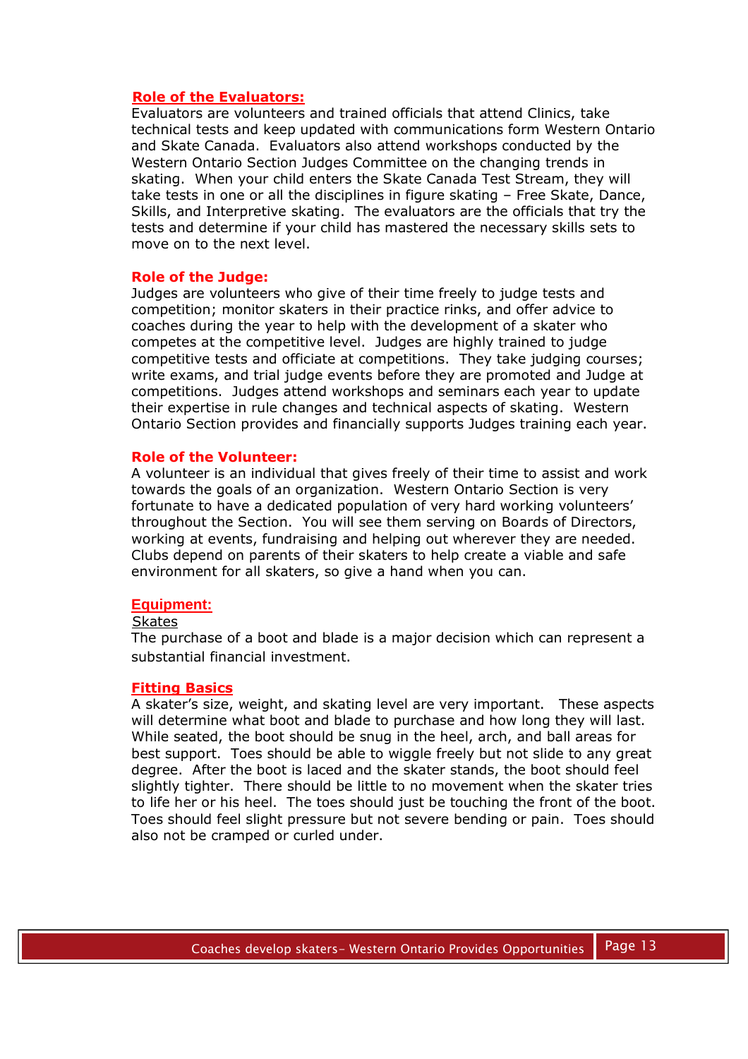## Role of the Evaluators:

Evaluators are volunteers and trained officials that attend Clinics, take technical tests and keep updated with communications form Western Ontario and Skate Canada. Evaluators also attend workshops conducted by the Western Ontario Section Judges Committee on the changing trends in skating. When your child enters the Skate Canada Test Stream, they will take tests in one or all the disciplines in figure skating – Free Skate, Dance, Skills, and Interpretive skating. The evaluators are the officials that try the tests and determine if your child has mastered the necessary skills sets to move on to the next level.

## Role of the Judge:

Judges are volunteers who give of their time freely to judge tests and competition; monitor skaters in their practice rinks, and offer advice to coaches during the year to help with the development of a skater who competes at the competitive level. Judges are highly trained to judge competitive tests and officiate at competitions. They take judging courses; write exams, and trial judge events before they are promoted and Judge at competitions. Judges attend workshops and seminars each year to update their expertise in rule changes and technical aspects of skating. Western Ontario Section provides and financially supports Judges training each year.

## Role of the Volunteer:

A volunteer is an individual that gives freely of their time to assist and work towards the goals of an organization. Western Ontario Section is very fortunate to have a dedicated population of very hard working volunteers' throughout the Section. You will see them serving on Boards of Directors, working at events, fundraising and helping out wherever they are needed. Clubs depend on parents of their skaters to help create a viable and safe environment for all skaters, so give a hand when you can.

## Equipment:

Skates

The purchase of a boot and blade is a major decision which can represent a substantial financial investment.

## Fitting Basics

A skater's size, weight, and skating level are very important. These aspects will determine what boot and blade to purchase and how long they will last. While seated, the boot should be snug in the heel, arch, and ball areas for best support. Toes should be able to wiggle freely but not slide to any great degree. After the boot is laced and the skater stands, the boot should feel slightly tighter. There should be little to no movement when the skater tries to life her or his heel. The toes should just be touching the front of the boot. Toes should feel slight pressure but not severe bending or pain. Toes should also not be cramped or curled under.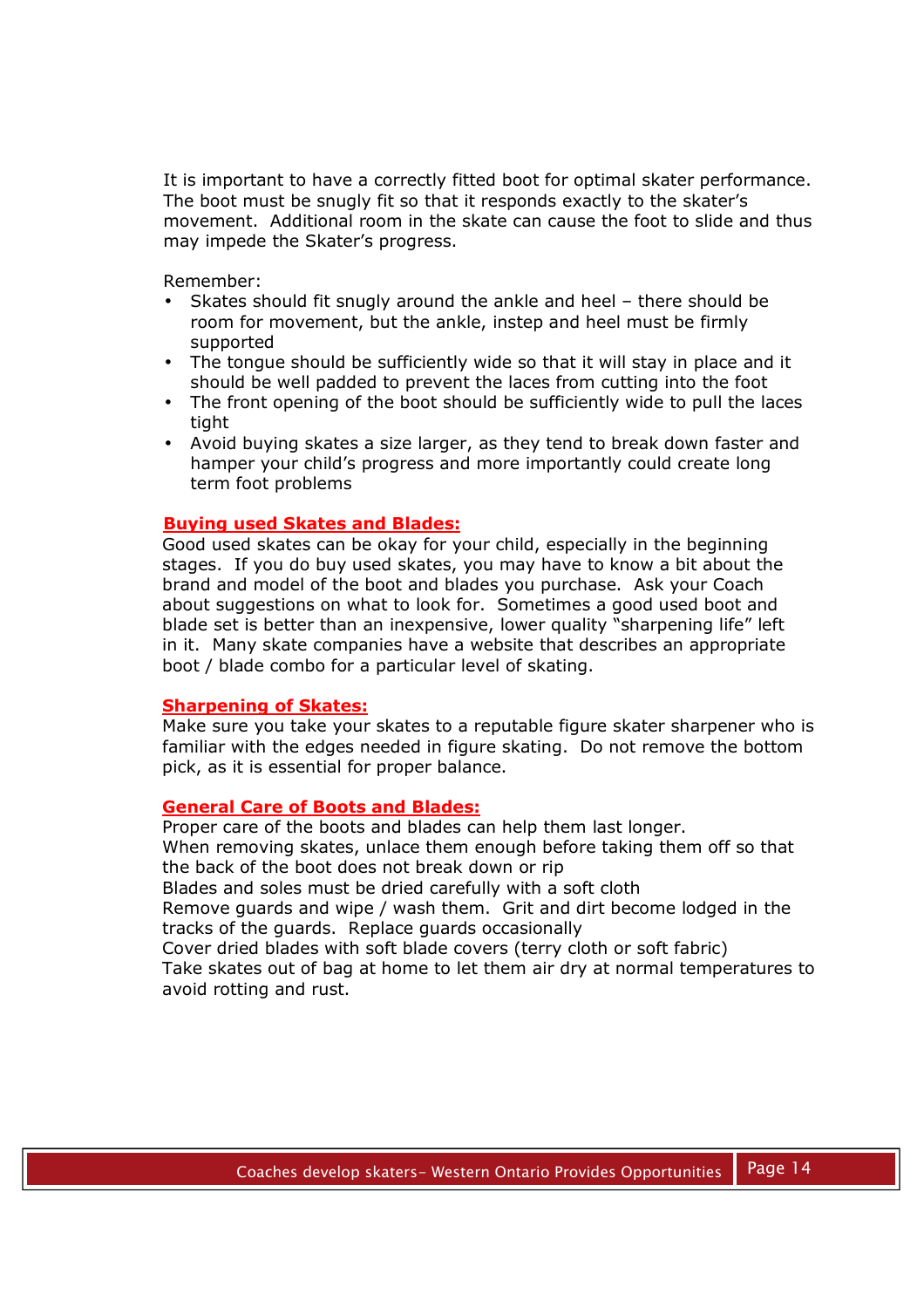It is important to have a correctly fitted boot for optimal skater performance. The boot must be snugly fit so that it responds exactly to the skater's movement. Additional room in the skate can cause the foot to slide and thus may impede the Skater's progress.

Remember:

- Skates should fit snugly around the ankle and heel – there should be room for movement, but the ankle, instep and heel must be firmly supported
- The tongue should be sufficiently wide so that it will stay in place and it should be well padded to prevent the laces from cutting into the foot
- The front opening of the boot should be sufficiently wide to pull the laces tight
- Avoid buying skates a size larger, as they tend to break down faster and hamper your child's progress and more importantly could create long term foot problems

**Buying used Skates and Blades:**

Good used skates can be okay for your child, especially in the beginning stages. If you do buy used skates, you may have to know a bit about the brand and model of the boot and blades you purchase. Ask your Coach about suggestions on what to look for. Sometimes a good used boot and blade set is better than an inexpensive, lower quality "sharpening life" left in it. Many skate companies have a website that describes an appropriate boot / blade combo for a particular level of skating.

**Sharpening of Skates:**

Make sure you take your skates to a reputable figure skater sharpener who is familiar with the edges needed in figure skating. Do not remove the bottom pick, as it is essential for proper balance.

**General Care of Boots and Blades:**

Proper care of the boots and blades can help them last longer.
When removing skates, unlace them enough before taking them off so that the back of the boot does not break down or rip
Blades and soles must be dried carefully with a soft cloth
Remove guards and wipe / wash them. Grit and dirt become lodged in the tracks of the guards. Replace guards occasionally
Cover dried blades with soft blade covers (terry cloth or soft fabric)
Take skates out of bag at home to let them air dry at normal temperatures to avoid rotting and rust.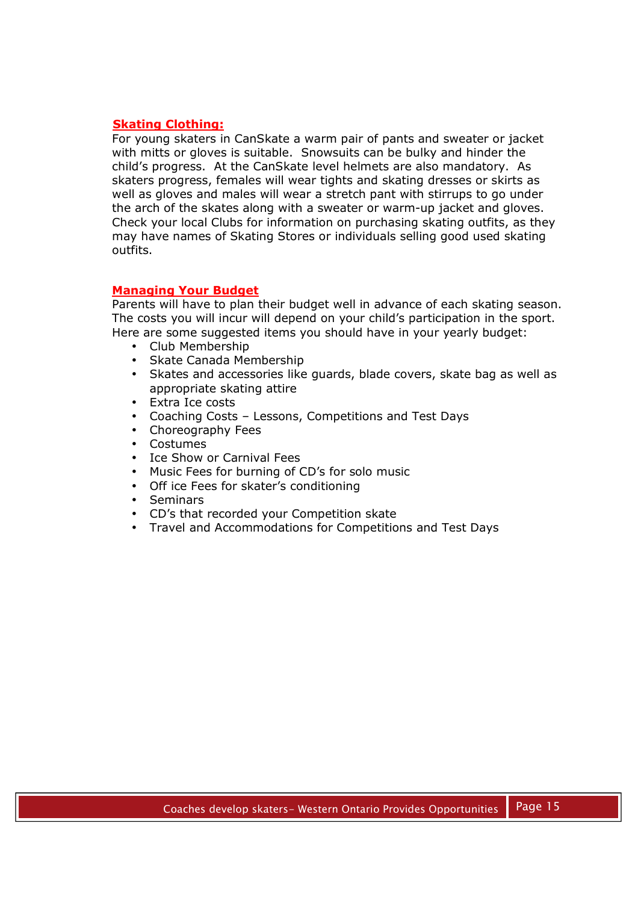## Skating Clothing:

For young skaters in CanSkate a warm pair of pants and sweater or jacket with mitts or gloves is suitable. Snowsuits can be bulky and hinder the child's progress. At the CanSkate level helmets are also mandatory. As skaters progress, females will wear tights and skating dresses or skirts as well as gloves and males will wear a stretch pant with stirrups to go under the arch of the skates along with a sweater or warm-up jacket and gloves. Check your local Clubs for information on purchasing skating outfits, as they may have names of Skating Stores or individuals selling good used skating outfits.

## Managing Your Budget

Parents will have to plan their budget well in advance of each skating season. The costs you will incur will depend on your child's participation in the sport. Here are some suggested items you should have in your yearly budget:

- Club Membership
- Skate Canada Membership
- Skates and accessories like guards, blade covers, skate bag as well as appropriate skating attire
- Extra Ice costs
- Coaching Costs – Lessons, Competitions and Test Days
- Choreography Fees
- Costumes
- Ice Show or Carnival Fees
- Music Fees for burning of CD's for solo music
- Off ice Fees for skater's conditioning
- Seminars
- CD's that recorded your Competition skate
- Travel and Accommodations for Competitions and Test Days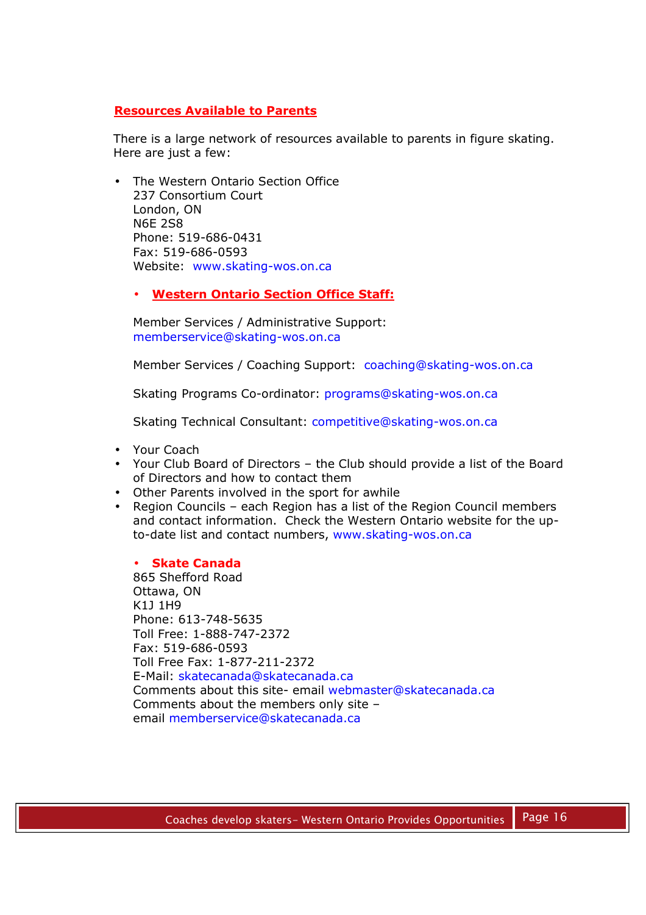## Resources Available to Parents

There is a large network of resources available to parents in figure skating. Here are just a few:

- The Western Ontario Section Office
  237 Consortium Court
  London, ON
  N6E 2S8
  Phone: 519-686-0431
  Fax: 519-686-0593
  Website: www.skating-wos.on.ca

  - **Western Ontario Section Office Staff:**

  Member Services / Administrative Support:
  memberservice@skating-wos.on.ca

  Member Services / Coaching Support: coaching@skating-wos.on.ca

  Skating Programs Co-ordinator: programs@skating-wos.on.ca

  Skating Technical Consultant: competitive@skating-wos.on.ca

- Your Coach
- Your Club Board of Directors – the Club should provide a list of the Board of Directors and how to contact them
- Other Parents involved in the sport for awhile
- Region Councils – each Region has a list of the Region Council members and contact information. Check the Western Ontario website for the up-to-date list and contact numbers, www.skating-wos.on.ca

  - **Skate Canada**
  865 Shefford Road
  Ottawa, ON
  K1J 1H9
  Phone: 613-748-5635
  Toll Free: 1-888-747-2372
  Fax: 519-686-0593
  Toll Free Fax: 1-877-211-2372
  E-Mail: skatecanada@skatecanada.ca
  Comments about this site- email webmaster@skatecanada.ca
  Comments about the members only site – email memberservice@skatecanada.ca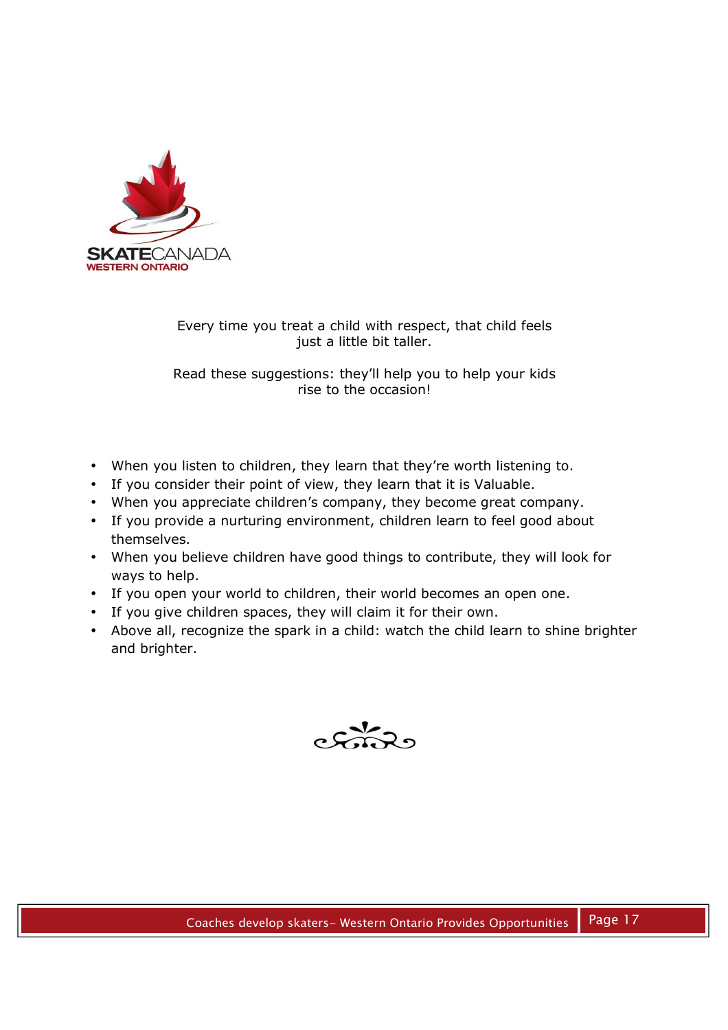Every time you treat a child with respect, that child feels just a little bit taller.

Read these suggestions: they'll help you to help your kids rise to the occasion!

- When you listen to children, they learn that they're worth listening to.
- If you consider their point of view, they learn that it is Valuable.
- When you appreciate children's company, they become great company.
- If you provide a nurturing environment, children learn to feel good about themselves.
- When you believe children have good things to contribute, they will look for ways to help.
- If you open your world to children, their world becomes an open one.
- If you give children spaces, they will claim it for their own.
- Above all, recognize the spark in a child: watch the child learn to shine brighter and brighter.